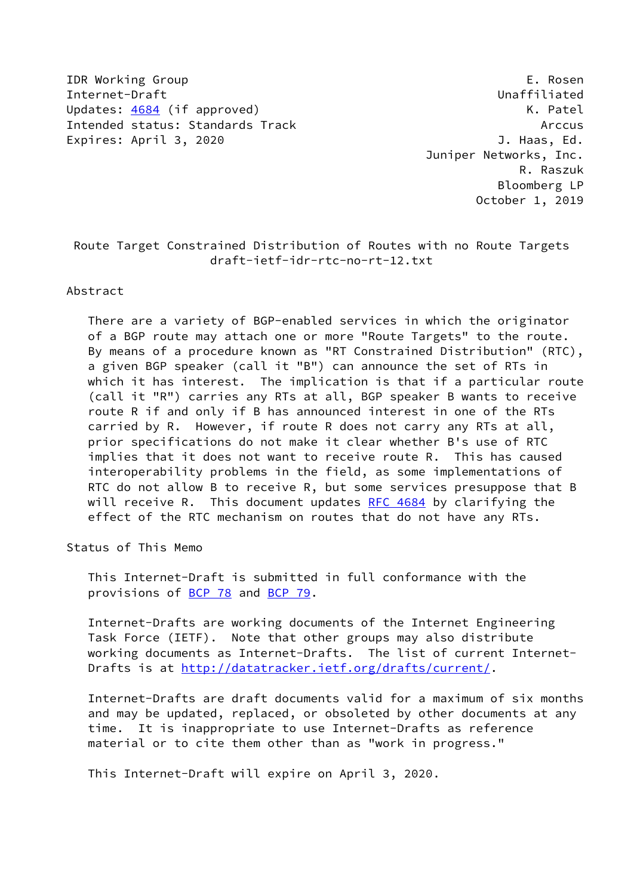IDR Working Group E. Rosen
Internet-Draft Unaffiliated
Updates: 4684 (if approved) K. Patel
Intended status: Standards Track Arccus
Expires: April 3, 2020 J. Haas, Ed.
Juniper Networks, Inc.
R. Raszuk
Bloomberg LP
October 1, 2019

# Route Target Constrained Distribution of Routes with no Route Targets
draft-ietf-idr-rtc-no-rt-12.txt

## Abstract

There are a variety of BGP-enabled services in which the originator of a BGP route may attach one or more "Route Targets" to the route. By means of a procedure known as "RT Constrained Distribution" (RTC), a given BGP speaker (call it "B") can announce the set of RTs in which it has interest. The implication is that if a particular route (call it "R") carries any RTs at all, BGP speaker B wants to receive route R if and only if B has announced interest in one of the RTs carried by R. However, if route R does not carry any RTs at all, prior specifications do not make it clear whether B's use of RTC implies that it does not want to receive route R. This has caused interoperability problems in the field, as some implementations of RTC do not allow B to receive R, but some services presuppose that B will receive R. This document updates RFC 4684 by clarifying the effect of the RTC mechanism on routes that do not have any RTs.

## Status of This Memo

This Internet-Draft is submitted in full conformance with the provisions of BCP 78 and BCP 79.

Internet-Drafts are working documents of the Internet Engineering Task Force (IETF). Note that other groups may also distribute working documents as Internet-Drafts. The list of current Internet-Drafts is at http://datatracker.ietf.org/drafts/current/.

Internet-Drafts are draft documents valid for a maximum of six months and may be updated, replaced, or obsoleted by other documents at any time. It is inappropriate to use Internet-Drafts as reference material or to cite them other than as "work in progress."

This Internet-Draft will expire on April 3, 2020.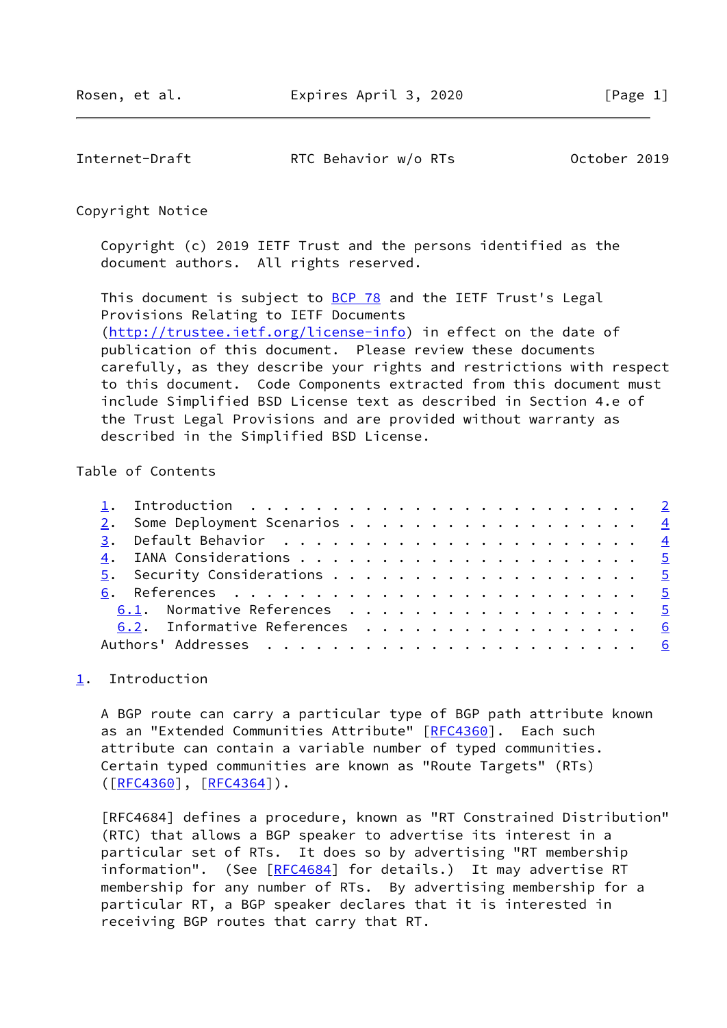## Copyright Notice

Copyright (c) 2019 IETF Trust and the persons identified as the document authors. All rights reserved.

This document is subject to BCP 78 and the IETF Trust's Legal Provisions Relating to IETF Documents (http://trustee.ietf.org/license-info) in effect on the date of publication of this document. Please review these documents carefully, as they describe your rights and restrictions with respect to this document. Code Components extracted from this document must include Simplified BSD License text as described in Section 4.e of the Trust Legal Provisions and are provided without warranty as described in the Simplified BSD License.

## Table of Contents

1. Introduction . . . . . . . . . . . . . . . . . . . . . . . . 2
2. Some Deployment Scenarios . . . . . . . . . . . . . . . . . . 4
3. Default Behavior . . . . . . . . . . . . . . . . . . . . . . 4
4. IANA Considerations . . . . . . . . . . . . . . . . . . . . . 5
5. Security Considerations . . . . . . . . . . . . . . . . . . . 5
6. References . . . . . . . . . . . . . . . . . . . . . . . . . 5
   6.1. Normative References . . . . . . . . . . . . . . . . . . 5
   6.2. Informative References . . . . . . . . . . . . . . . . . 6
Authors' Addresses . . . . . . . . . . . . . . . . . . . . . . . 6

## 1. Introduction

A BGP route can carry a particular type of BGP path attribute known as an "Extended Communities Attribute" [RFC4360]. Each such attribute can contain a variable number of typed communities. Certain typed communities are known as "Route Targets" (RTs) ([RFC4360], [RFC4364]).

[RFC4684] defines a procedure, known as "RT Constrained Distribution" (RTC) that allows a BGP speaker to advertise its interest in a particular set of RTs. It does so by advertising "RT membership information". (See [RFC4684] for details.) It may advertise RT membership for any number of RTs. By advertising membership for a particular RT, a BGP speaker declares that it is interested in receiving BGP routes that carry that RT.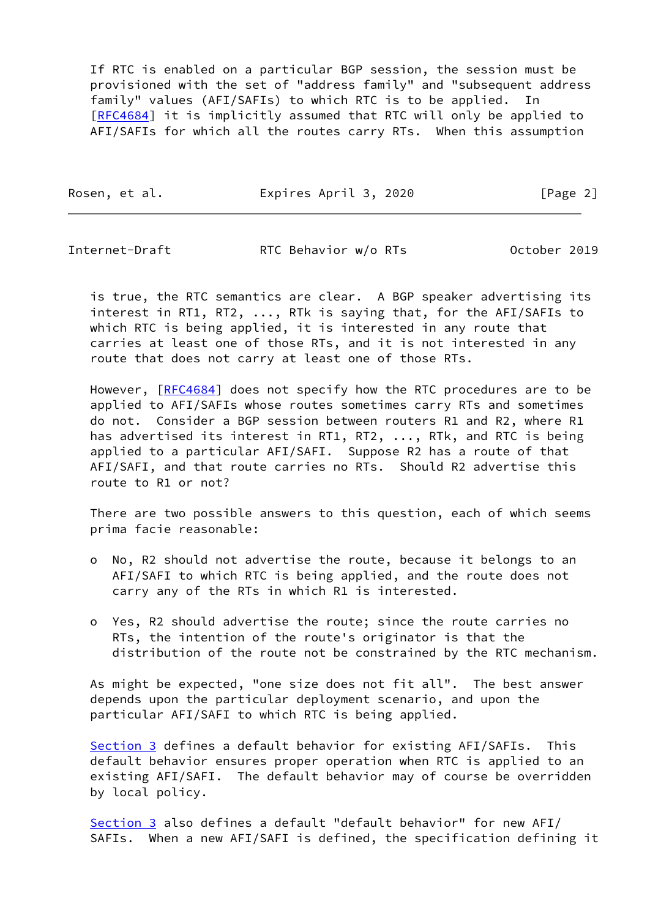If RTC is enabled on a particular BGP session, the session must be provisioned with the set of "address family" and "subsequent address family" values (AFI/SAFIs) to which RTC is to be applied. In [RFC4684] it is implicitly assumed that RTC will only be applied to AFI/SAFIs for which all the routes carry RTs. When this assumption is true, the RTC semantics are clear. A BGP speaker advertising its interest in RT1, RT2, ..., RTk is saying that, for the AFI/SAFIs to which RTC is being applied, it is interested in any route that carries at least one of those RTs, and it is not interested in any route that does not carry at least one of those RTs.

However, [RFC4684] does not specify how the RTC procedures are to be applied to AFI/SAFIs whose routes sometimes carry RTs and sometimes do not. Consider a BGP session between routers R1 and R2, where R1 has advertised its interest in RT1, RT2, ..., RTk, and RTC is being applied to a particular AFI/SAFI. Suppose R2 has a route of that AFI/SAFI, and that route carries no RTs. Should R2 advertise this route to R1 or not?

There are two possible answers to this question, each of which seems prima facie reasonable:

- No, R2 should not advertise the route, because it belongs to an AFI/SAFI to which RTC is being applied, and the route does not carry any of the RTs in which R1 is interested.
- Yes, R2 should advertise the route; since the route carries no RTs, the intention of the route's originator is that the distribution of the route not be constrained by the RTC mechanism.

As might be expected, "one size does not fit all". The best answer depends upon the particular deployment scenario, and upon the particular AFI/SAFI to which RTC is being applied.

Section 3 defines a default behavior for existing AFI/SAFIs. This default behavior ensures proper operation when RTC is applied to an existing AFI/SAFI. The default behavior may of course be overridden by local policy.

Section 3 also defines a default "default behavior" for new AFI/SAFIs. When a new AFI/SAFI is defined, the specification defining it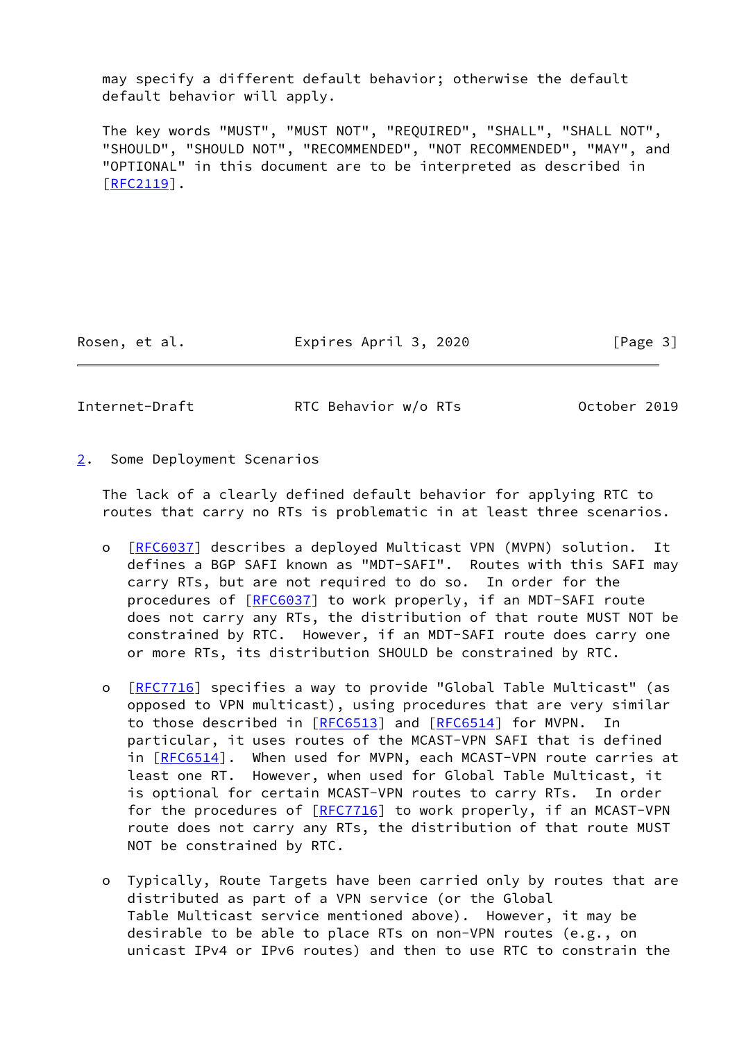may specify a different default behavior; otherwise the default default behavior will apply.

The key words "MUST", "MUST NOT", "REQUIRED", "SHALL", "SHALL NOT", "SHOULD", "SHOULD NOT", "RECOMMENDED", "NOT RECOMMENDED", "MAY", and "OPTIONAL" in this document are to be interpreted as described in [RFC2119].

## 2. Some Deployment Scenarios

The lack of a clearly defined default behavior for applying RTC to routes that carry no RTs is problematic in at least three scenarios.

- [RFC6037] describes a deployed Multicast VPN (MVPN) solution. It defines a BGP SAFI known as "MDT-SAFI". Routes with this SAFI may carry RTs, but are not required to do so. In order for the procedures of [RFC6037] to work properly, if an MDT-SAFI route does not carry any RTs, the distribution of that route MUST NOT be constrained by RTC. However, if an MDT-SAFI route does carry one or more RTs, its distribution SHOULD be constrained by RTC.

- [RFC7716] specifies a way to provide "Global Table Multicast" (as opposed to VPN multicast), using procedures that are very similar to those described in [RFC6513] and [RFC6514] for MVPN. In particular, it uses routes of the MCAST-VPN SAFI that is defined in [RFC6514]. When used for MVPN, each MCAST-VPN route carries at least one RT. However, when used for Global Table Multicast, it is optional for certain MCAST-VPN routes to carry RTs. In order for the procedures of [RFC7716] to work properly, if an MCAST-VPN route does not carry any RTs, the distribution of that route MUST NOT be constrained by RTC.

- Typically, Route Targets have been carried only by routes that are distributed as part of a VPN service (or the Global Table Multicast service mentioned above). However, it may be desirable to be able to place RTs on non-VPN routes (e.g., on unicast IPv4 or IPv6 routes) and then to use RTC to constrain the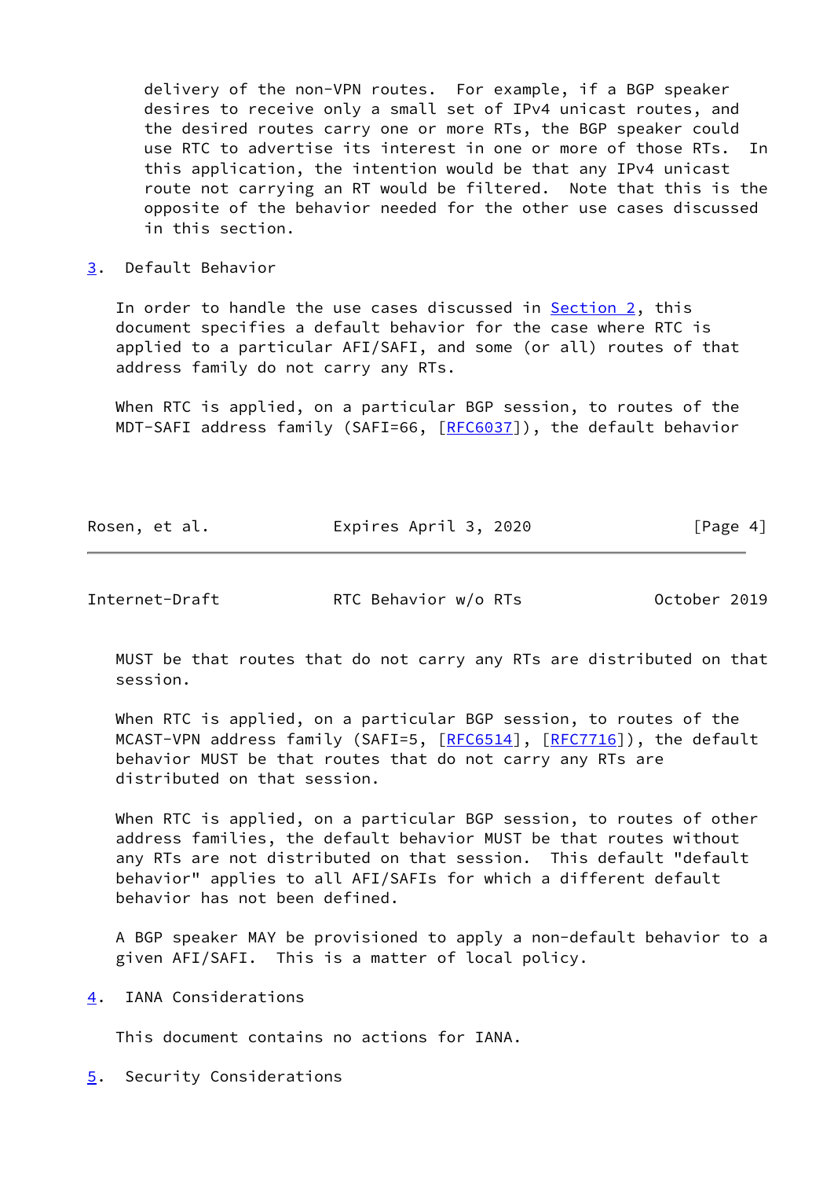delivery of the non-VPN routes. For example, if a BGP speaker desires to receive only a small set of IPv4 unicast routes, and the desired routes carry one or more RTs, the BGP speaker could use RTC to advertise its interest in one or more of those RTs. In this application, the intention would be that any IPv4 unicast route not carrying an RT would be filtered. Note that this is the opposite of the behavior needed for the other use cases discussed in this section.

## 3. Default Behavior

In order to handle the use cases discussed in Section 2, this document specifies a default behavior for the case where RTC is applied to a particular AFI/SAFI, and some (or all) routes of that address family do not carry any RTs.

When RTC is applied, on a particular BGP session, to routes of the MDT-SAFI address family (SAFI=66, [RFC6037]), the default behavior MUST be that routes that do not carry any RTs are distributed on that session.

When RTC is applied, on a particular BGP session, to routes of the MCAST-VPN address family (SAFI=5, [RFC6514], [RFC7716]), the default behavior MUST be that routes that do not carry any RTs are distributed on that session.

When RTC is applied, on a particular BGP session, to routes of other address families, the default behavior MUST be that routes without any RTs are not distributed on that session. This default "default behavior" applies to all AFI/SAFIs for which a different default behavior has not been defined.

A BGP speaker MAY be provisioned to apply a non-default behavior to a given AFI/SAFI. This is a matter of local policy.

## 4. IANA Considerations

This document contains no actions for IANA.

## 5. Security Considerations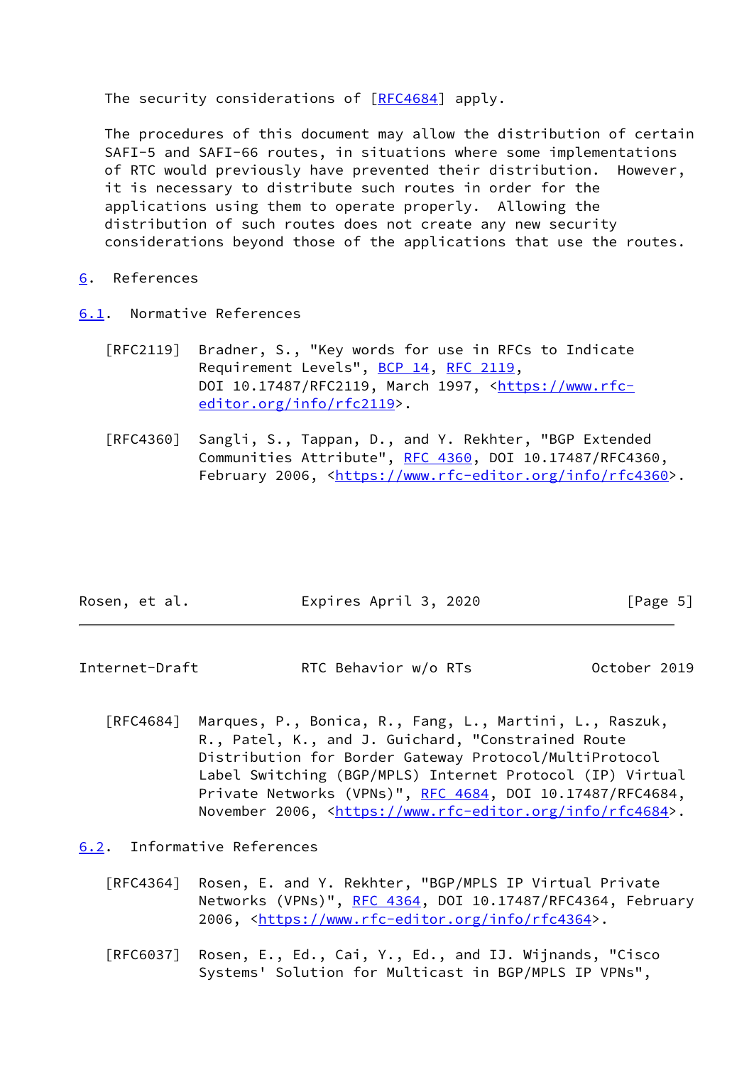The security considerations of [RFC4684] apply.

The procedures of this document may allow the distribution of certain SAFI-5 and SAFI-66 routes, in situations where some implementations of RTC would previously have prevented their distribution. However, it is necessary to distribute such routes in order for the applications using them to operate properly. Allowing the distribution of such routes does not create any new security considerations beyond those of the applications that use the routes.

# 6. References

## 6.1. Normative References

[RFC2119] Bradner, S., "Key words for use in RFCs to Indicate Requirement Levels", BCP 14, RFC 2119, DOI 10.17487/RFC2119, March 1997, <https://www.rfc-editor.org/info/rfc2119>.

[RFC4360] Sangli, S., Tappan, D., and Y. Rekhter, "BGP Extended Communities Attribute", RFC 4360, DOI 10.17487/RFC4360, February 2006, <https://www.rfc-editor.org/info/rfc4360>.

[RFC4684] Marques, P., Bonica, R., Fang, L., Martini, L., Raszuk, R., Patel, K., and J. Guichard, "Constrained Route Distribution for Border Gateway Protocol/MultiProtocol Label Switching (BGP/MPLS) Internet Protocol (IP) Virtual Private Networks (VPNs)", RFC 4684, DOI 10.17487/RFC4684, November 2006, <https://www.rfc-editor.org/info/rfc4684>.

## 6.2. Informative References

[RFC4364] Rosen, E. and Y. Rekhter, "BGP/MPLS IP Virtual Private Networks (VPNs)", RFC 4364, DOI 10.17487/RFC4364, February 2006, <https://www.rfc-editor.org/info/rfc4364>.

[RFC6037] Rosen, E., Ed., Cai, Y., Ed., and IJ. Wijnands, "Cisco Systems' Solution for Multicast in BGP/MPLS IP VPNs",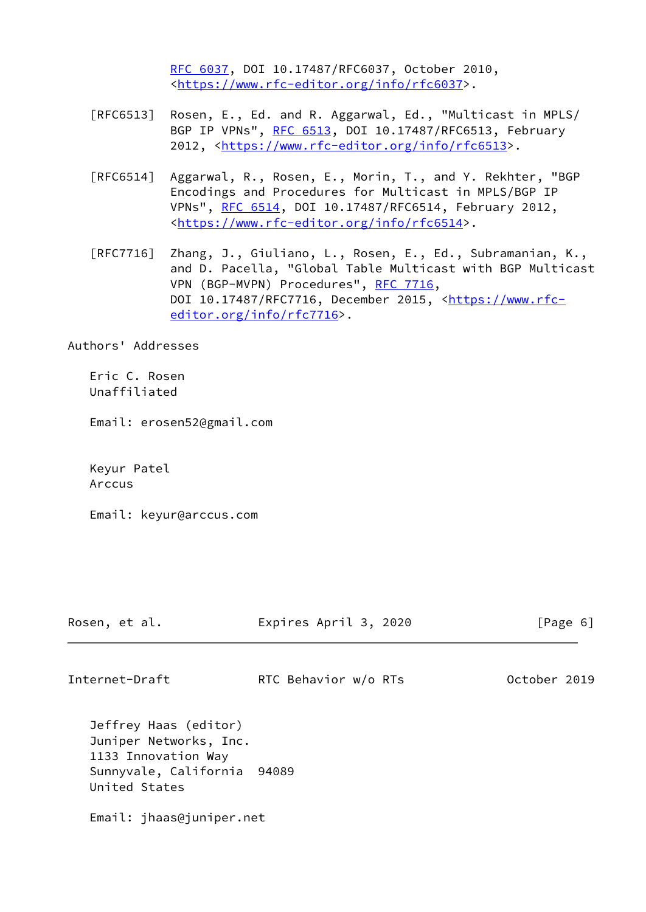RFC 6037, DOI 10.17487/RFC6037, October 2010, <https://www.rfc-editor.org/info/rfc6037>.

[RFC6513] Rosen, E., Ed. and R. Aggarwal, Ed., "Multicast in MPLS/BGP IP VPNs", RFC 6513, DOI 10.17487/RFC6513, February 2012, <https://www.rfc-editor.org/info/rfc6513>.

[RFC6514] Aggarwal, R., Rosen, E., Morin, T., and Y. Rekhter, "BGP Encodings and Procedures for Multicast in MPLS/BGP IP VPNs", RFC 6514, DOI 10.17487/RFC6514, February 2012, <https://www.rfc-editor.org/info/rfc6514>.

[RFC7716] Zhang, J., Giuliano, L., Rosen, E., Ed., Subramanian, K., and D. Pacella, "Global Table Multicast with BGP Multicast VPN (BGP-MVPN) Procedures", RFC 7716, DOI 10.17487/RFC7716, December 2015, <https://www.rfc-editor.org/info/rfc7716>.

## Authors' Addresses

Eric C. Rosen
Unaffiliated

Email: erosen52@gmail.com

Keyur Patel
Arccus

Email: keyur@arccus.com

Jeffrey Haas (editor)
Juniper Networks, Inc.
1133 Innovation Way
Sunnyvale, California 94089
United States

Email: jhaas@juniper.net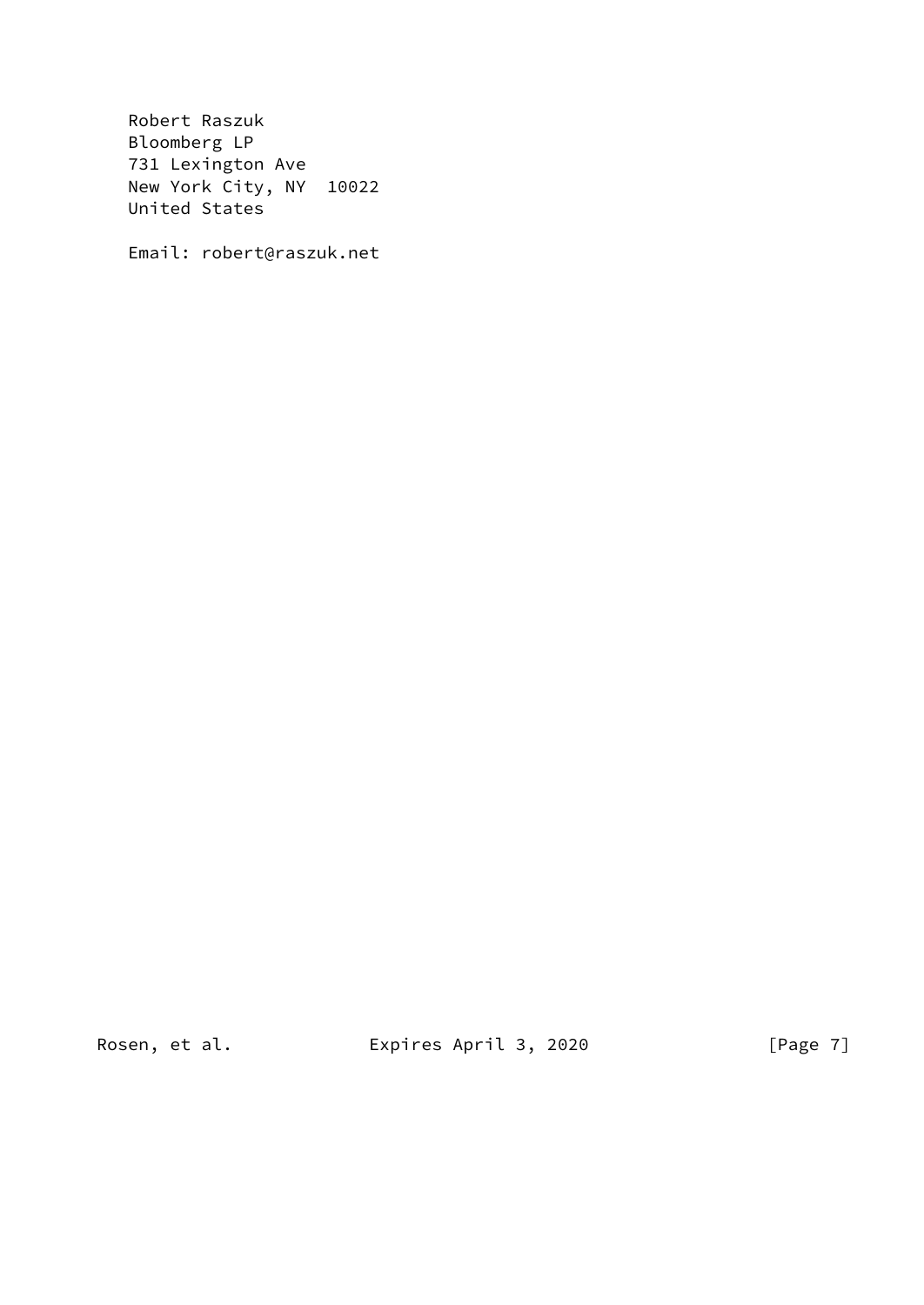Robert Raszuk
Bloomberg LP
731 Lexington Ave
New York City, NY  10022
United States

Email: robert@raszuk.net